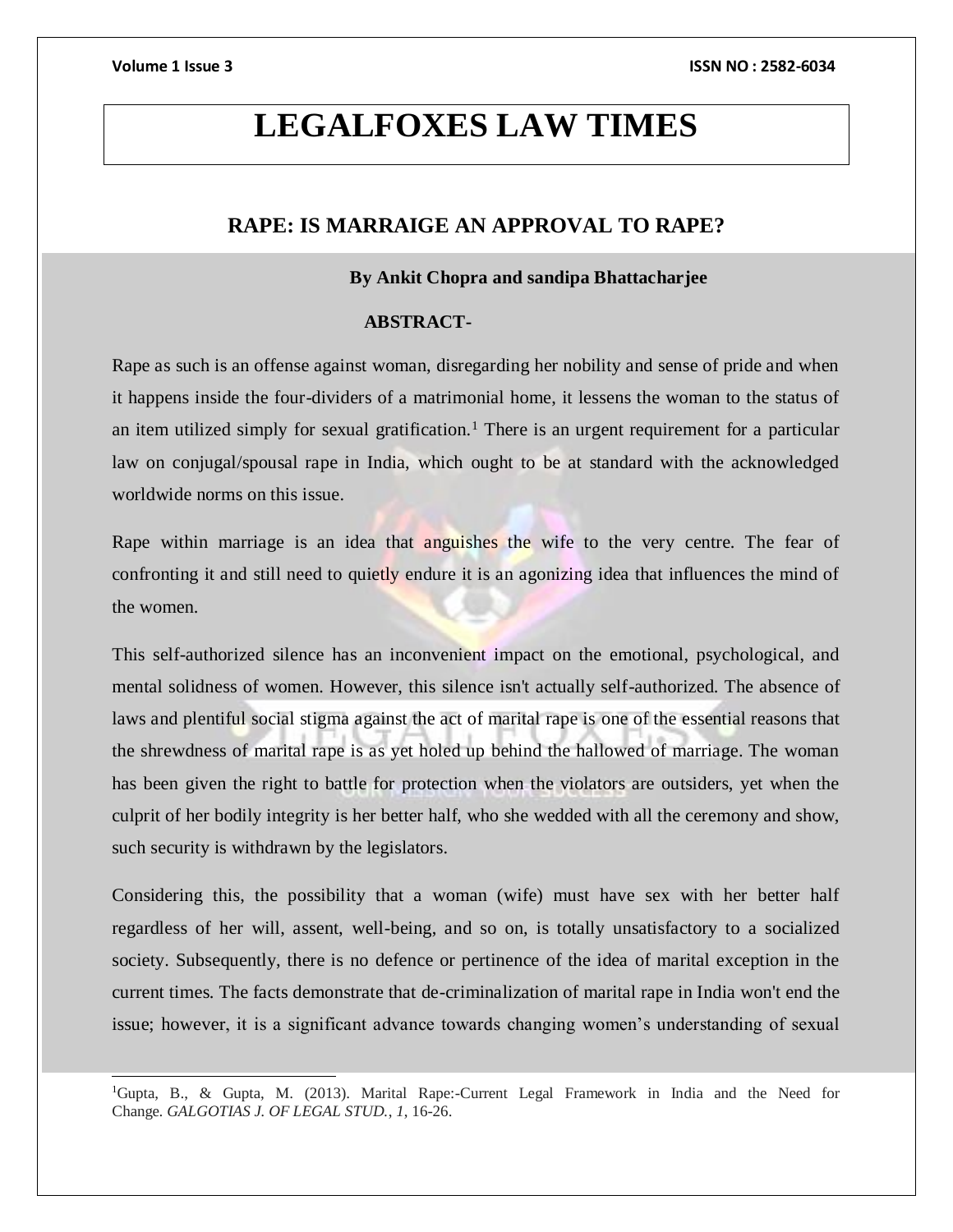# LEGALFOXES LAW TIMES

## RAPE: IS MARRAIGE AN APPROVAL TO RAPE?

**By Ankit Chopra and sandipa Bhattacharjee**

**ABSTRACT-**

Rape as such is an offense against woman, disregarding her nobility and sense of pride and when it happens inside the four-dividers of a matrimonial home, it lessens the woman to the status of an item utilized simply for sexual gratification.[1] There is an urgent requirement for a particular law on conjugal/spousal rape in India, which ought to be at standard with the acknowledged worldwide norms on this issue.

Rape within marriage is an idea that anguishes the wife to the very centre. The fear of confronting it and still need to quietly endure it is an agonizing idea that influences the mind of the women.

This self-authorized silence has an inconvenient impact on the emotional, psychological, and mental solidness of women. However, this silence isn't actually self-authorized. The absence of laws and plentiful social stigma against the act of marital rape is one of the essential reasons that the shrewdness of marital rape is as yet holed up behind the hallowed of marriage. The woman has been given the right to battle for protection when the violators are outsiders, yet when the culprit of her bodily integrity is her better half, who she wedded with all the ceremony and show, such security is withdrawn by the legislators.

Considering this, the possibility that a woman (wife) must have sex with her better half regardless of her will, assent, well-being, and so on, is totally unsatisfactory to a socialized society. Subsequently, there is no defence or pertinence of the idea of marital exception in the current times. The facts demonstrate that de-criminalization of marital rape in India won't end the issue; however, it is a significant advance towards changing women's understanding of sexual

---

[1] Gupta, B., & Gupta, M. (2013). Marital Rape:-Current Legal Framework in India and the Need for Change. *GALGOTIAS J. OF LEGAL STUD.*, *1*, 16-26.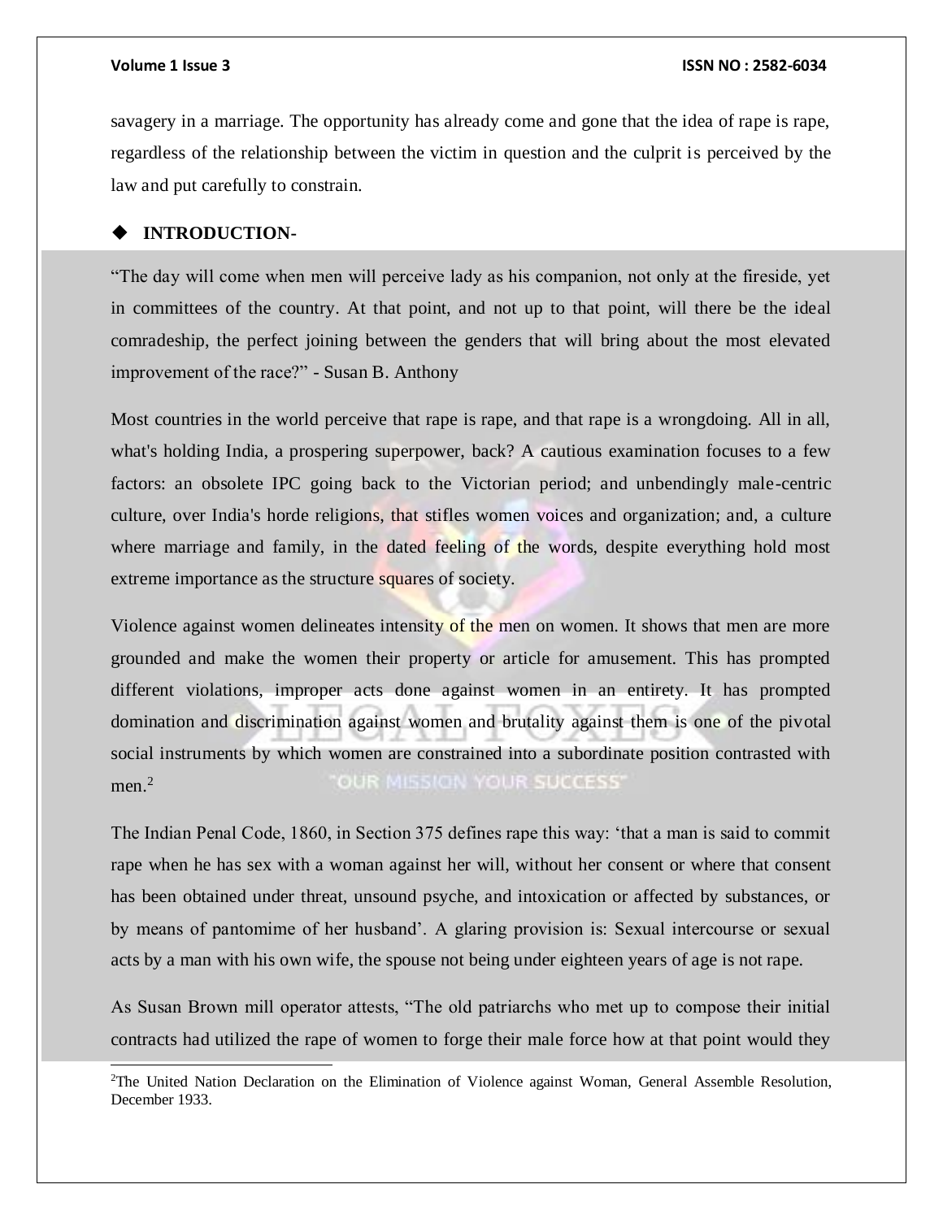savagery in a marriage. The opportunity has already come and gone that the idea of rape is rape, regardless of the relationship between the victim in question and the culprit is perceived by the law and put carefully to constrain.

## ◆ INTRODUCTION-

"The day will come when men will perceive lady as his companion, not only at the fireside, yet in committees of the country. At that point, and not up to that point, will there be the ideal comradeship, the perfect joining between the genders that will bring about the most elevated improvement of the race?" - Susan B. Anthony

Most countries in the world perceive that rape is rape, and that rape is a wrongdoing. All in all, what's holding India, a prospering superpower, back? A cautious examination focuses to a few factors: an obsolete IPC going back to the Victorian period; and unbendingly male-centric culture, over India's horde religions, that stifles women voices and organization; and, a culture where marriage and family, in the dated feeling of the words, despite everything hold most extreme importance as the structure squares of society.

Violence against women delineates intensity of the men on women. It shows that men are more grounded and make the women their property or article for amusement. This has prompted different violations, improper acts done against women in an entirety. It has prompted domination and discrimination against women and brutality against them is one of the pivotal social instruments by which women are constrained into a subordinate position contrasted with men.[2]

The Indian Penal Code, 1860, in Section 375 defines rape this way: 'that a man is said to commit rape when he has sex with a woman against her will, without her consent or where that consent has been obtained under threat, unsound psyche, and intoxication or affected by substances, or by means of pantomime of her husband'. A glaring provision is: Sexual intercourse or sexual acts by a man with his own wife, the spouse not being under eighteen years of age is not rape.

As Susan Brown mill operator attests, "The old patriarchs who met up to compose their initial contracts had utilized the rape of women to forge their male force how at that point would they

---

[2]The United Nation Declaration on the Elimination of Violence against Woman, General Assemble Resolution, December 1933.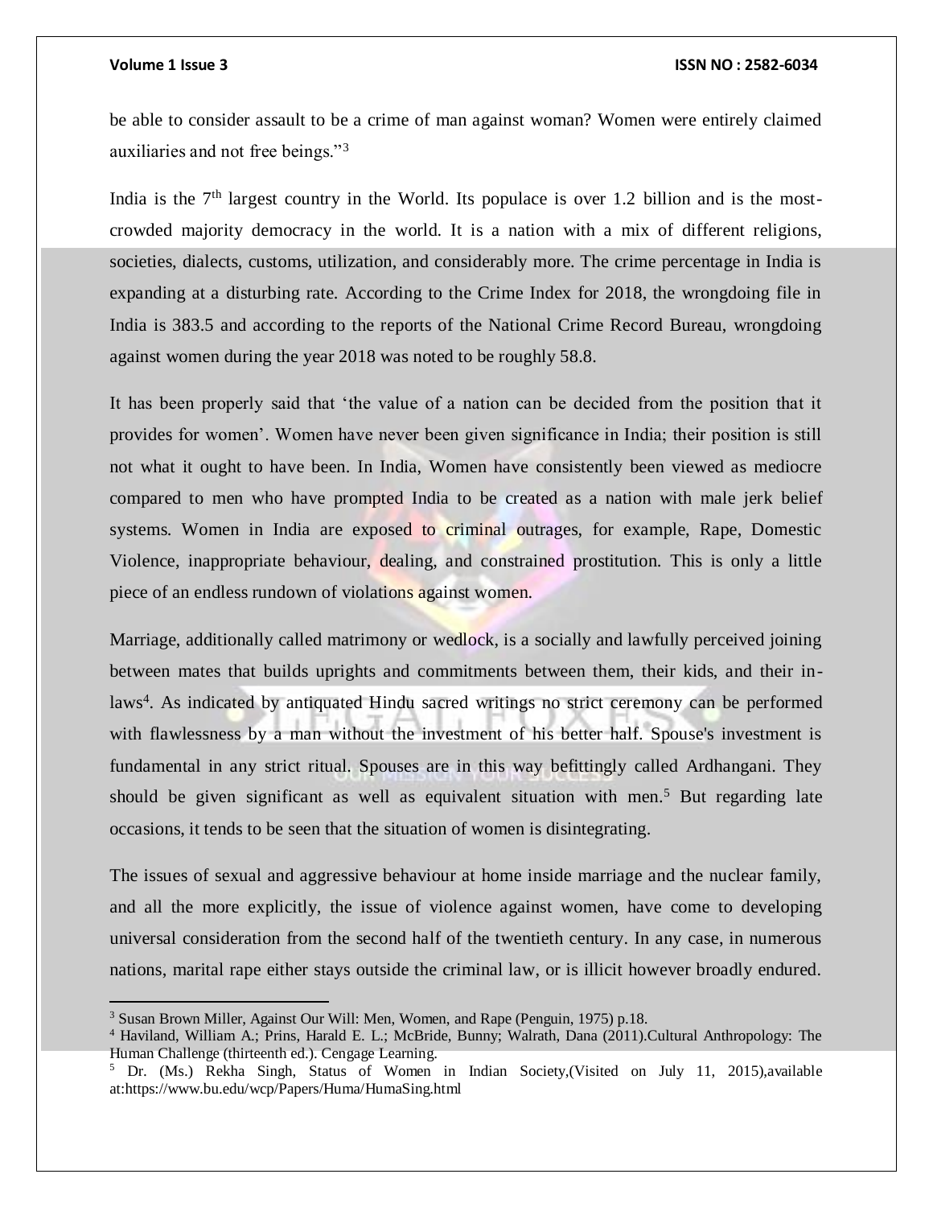be able to consider assault to be a crime of man against woman? Women were entirely claimed auxiliaries and not free beings."[3]

India is the 7th largest country in the World. Its populace is over 1.2 billion and is the most-crowded majority democracy in the world. It is a nation with a mix of different religions, societies, dialects, customs, utilization, and considerably more. The crime percentage in India is expanding at a disturbing rate. According to the Crime Index for 2018, the wrongdoing file in India is 383.5 and according to the reports of the National Crime Record Bureau, wrongdoing against women during the year 2018 was noted to be roughly 58.8.

It has been properly said that 'the value of a nation can be decided from the position that it provides for women'. Women have never been given significance in India; their position is still not what it ought to have been. In India, Women have consistently been viewed as mediocre compared to men who have prompted India to be created as a nation with male jerk belief systems. Women in India are exposed to criminal outrages, for example, Rape, Domestic Violence, inappropriate behaviour, dealing, and constrained prostitution. This is only a little piece of an endless rundown of violations against women.

Marriage, additionally called matrimony or wedlock, is a socially and lawfully perceived joining between mates that builds uprights and commitments between them, their kids, and their in-laws[4]. As indicated by antiquated Hindu sacred writings no strict ceremony can be performed with flawlessness by a man without the investment of his better half. Spouse's investment is fundamental in any strict ritual. Spouses are in this way befittingly called Ardhangani. They should be given significant as well as equivalent situation with men.[5] But regarding late occasions, it tends to be seen that the situation of women is disintegrating.

The issues of sexual and aggressive behaviour at home inside marriage and the nuclear family, and all the more explicitly, the issue of violence against women, have come to developing universal consideration from the second half of the twentieth century. In any case, in numerous nations, marital rape either stays outside the criminal law, or is illicit however broadly endured.

---

[3] Susan Brown Miller, Against Our Will: Men, Women, and Rape (Penguin, 1975) p.18.

[4] Haviland, William A.; Prins, Harald E. L.; McBride, Bunny; Walrath, Dana (2011).Cultural Anthropology: The Human Challenge (thirteenth ed.). Cengage Learning.

[5] Dr. (Ms.) Rekha Singh, Status of Women in Indian Society,(Visited on July 11, 2015),available at:https://www.bu.edu/wcp/Papers/Huma/HumaSing.html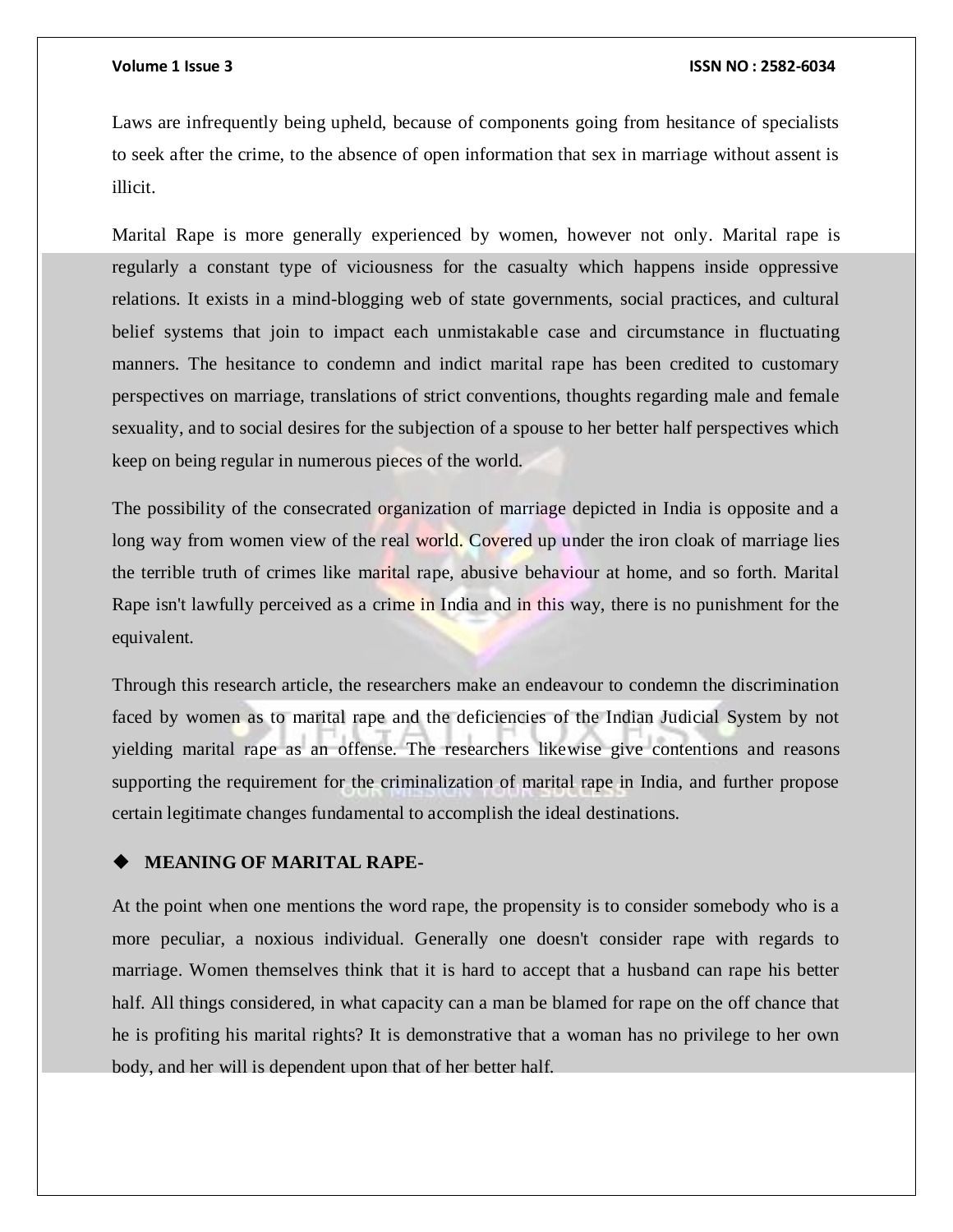Laws are infrequently being upheld, because of components going from hesitance of specialists to seek after the crime, to the absence of open information that sex in marriage without assent is illicit.

Marital Rape is more generally experienced by women, however not only. Marital rape is regularly a constant type of viciousness for the casualty which happens inside oppressive relations. It exists in a mind-blogging web of state governments, social practices, and cultural belief systems that join to impact each unmistakable case and circumstance in fluctuating manners. The hesitance to condemn and indict marital rape has been credited to customary perspectives on marriage, translations of strict conventions, thoughts regarding male and female sexuality, and to social desires for the subjection of a spouse to her better half perspectives which keep on being regular in numerous pieces of the world.

The possibility of the consecrated organization of marriage depicted in India is opposite and a long way from women view of the real world. Covered up under the iron cloak of marriage lies the terrible truth of crimes like marital rape, abusive behaviour at home, and so forth. Marital Rape isn't lawfully perceived as a crime in India and in this way, there is no punishment for the equivalent.

Through this research article, the researchers make an endeavour to condemn the discrimination faced by women as to marital rape and the deficiencies of the Indian Judicial System by not yielding marital rape as an offense. The researchers likewise give contentions and reasons supporting the requirement for the criminalization of marital rape in India, and further propose certain legitimate changes fundamental to accomplish the ideal destinations.

## ◆ MEANING OF MARITAL RAPE-

At the point when one mentions the word rape, the propensity is to consider somebody who is a more peculiar, a noxious individual. Generally one doesn't consider rape with regards to marriage. Women themselves think that it is hard to accept that a husband can rape his better half. All things considered, in what capacity can a man be blamed for rape on the off chance that he is profiting his marital rights? It is demonstrative that a woman has no privilege to her own body, and her will is dependent upon that of her better half.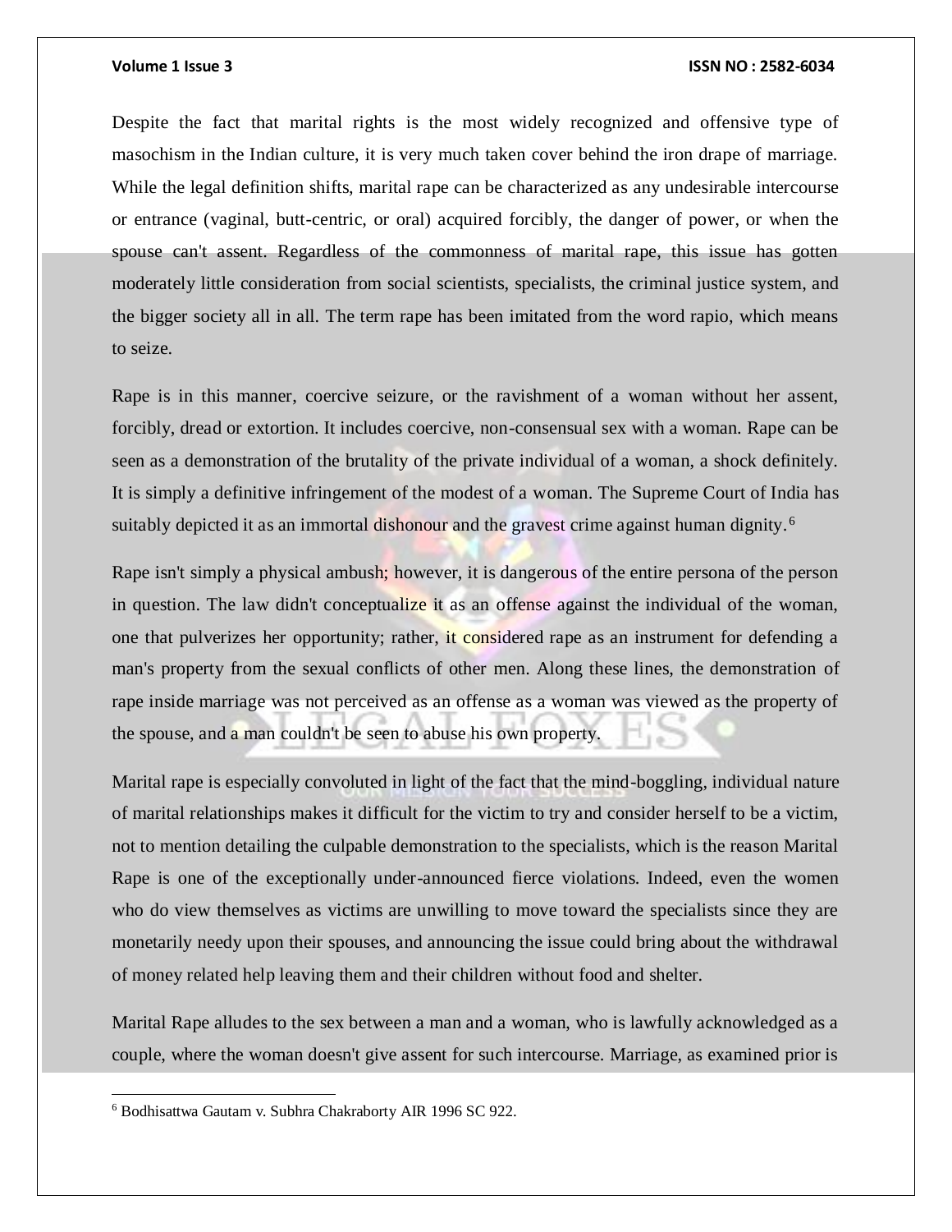Despite the fact that marital rights is the most widely recognized and offensive type of masochism in the Indian culture, it is very much taken cover behind the iron drape of marriage. While the legal definition shifts, marital rape can be characterized as any undesirable intercourse or entrance (vaginal, butt-centric, or oral) acquired forcibly, the danger of power, or when the spouse can't assent. Regardless of the commonness of marital rape, this issue has gotten moderately little consideration from social scientists, specialists, the criminal justice system, and the bigger society all in all. The term rape has been imitated from the word rapio, which means to seize.

Rape is in this manner, coercive seizure, or the ravishment of a woman without her assent, forcibly, dread or extortion. It includes coercive, non-consensual sex with a woman. Rape can be seen as a demonstration of the brutality of the private individual of a woman, a shock definitely. It is simply a definitive infringement of the modest of a woman. The Supreme Court of India has suitably depicted it as an immortal dishonour and the gravest crime against human dignity.[6]

Rape isn't simply a physical ambush; however, it is dangerous of the entire persona of the person in question. The law didn't conceptualize it as an offense against the individual of the woman, one that pulverizes her opportunity; rather, it considered rape as an instrument for defending a man's property from the sexual conflicts of other men. Along these lines, the demonstration of rape inside marriage was not perceived as an offense as a woman was viewed as the property of the spouse, and a man couldn't be seen to abuse his own property.

Marital rape is especially convoluted in light of the fact that the mind-boggling, individual nature of marital relationships makes it difficult for the victim to try and consider herself to be a victim, not to mention detailing the culpable demonstration to the specialists, which is the reason Marital Rape is one of the exceptionally under-announced fierce violations. Indeed, even the women who do view themselves as victims are unwilling to move toward the specialists since they are monetarily needy upon their spouses, and announcing the issue could bring about the withdrawal of money related help leaving them and their children without food and shelter.

Marital Rape alludes to the sex between a man and a woman, who is lawfully acknowledged as a couple, where the woman doesn't give assent for such intercourse. Marriage, as examined prior is

[6] Bodhisattwa Gautam v. Subhra Chakraborty AIR 1996 SC 922.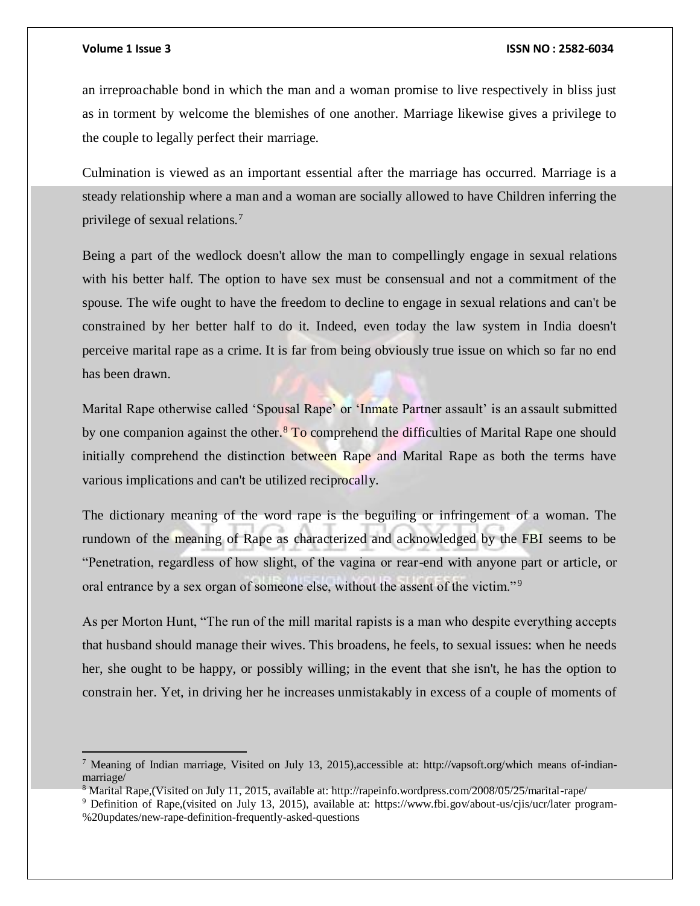an irreproachable bond in which the man and a woman promise to live respectively in bliss just as in torment by welcome the blemishes of one another. Marriage likewise gives a privilege to the couple to legally perfect their marriage.

Culmination is viewed as an important essential after the marriage has occurred. Marriage is a steady relationship where a man and a woman are socially allowed to have Children inferring the privilege of sexual relations.[7]

Being a part of the wedlock doesn't allow the man to compellingly engage in sexual relations with his better half. The option to have sex must be consensual and not a commitment of the spouse. The wife ought to have the freedom to decline to engage in sexual relations and can't be constrained by her better half to do it. Indeed, even today the law system in India doesn't perceive marital rape as a crime. It is far from being obviously true issue on which so far no end has been drawn.

Marital Rape otherwise called 'Spousal Rape' or 'Inmate Partner assault' is an assault submitted by one companion against the other.[8] To comprehend the difficulties of Marital Rape one should initially comprehend the distinction between Rape and Marital Rape as both the terms have various implications and can't be utilized reciprocally.

The dictionary meaning of the word rape is the beguiling or infringement of a woman. The rundown of the meaning of Rape as characterized and acknowledged by the FBI seems to be "Penetration, regardless of how slight, of the vagina or rear-end with anyone part or article, or oral entrance by a sex organ of someone else, without the assent of the victim."[9]

As per Morton Hunt, "The run of the mill marital rapists is a man who despite everything accepts that husband should manage their wives. This broadens, he feels, to sexual issues: when he needs her, she ought to be happy, or possibly willing; in the event that she isn't, he has the option to constrain her. Yet, in driving her he increases unmistakably in excess of a couple of moments of

---

[7] Meaning of Indian marriage, Visited on July 13, 2015),accessible at: http://vapsoft.org/which means of-indian-marriage/

[8] Marital Rape,(Visited on July 11, 2015, available at: http://rapeinfo.wordpress.com/2008/05/25/marital-rape/

[9] Definition of Rape,(visited on July 13, 2015), available at: https://www.fbi.gov/about-us/cjis/ucr/later program-%20updates/new-rape-definition-frequently-asked-questions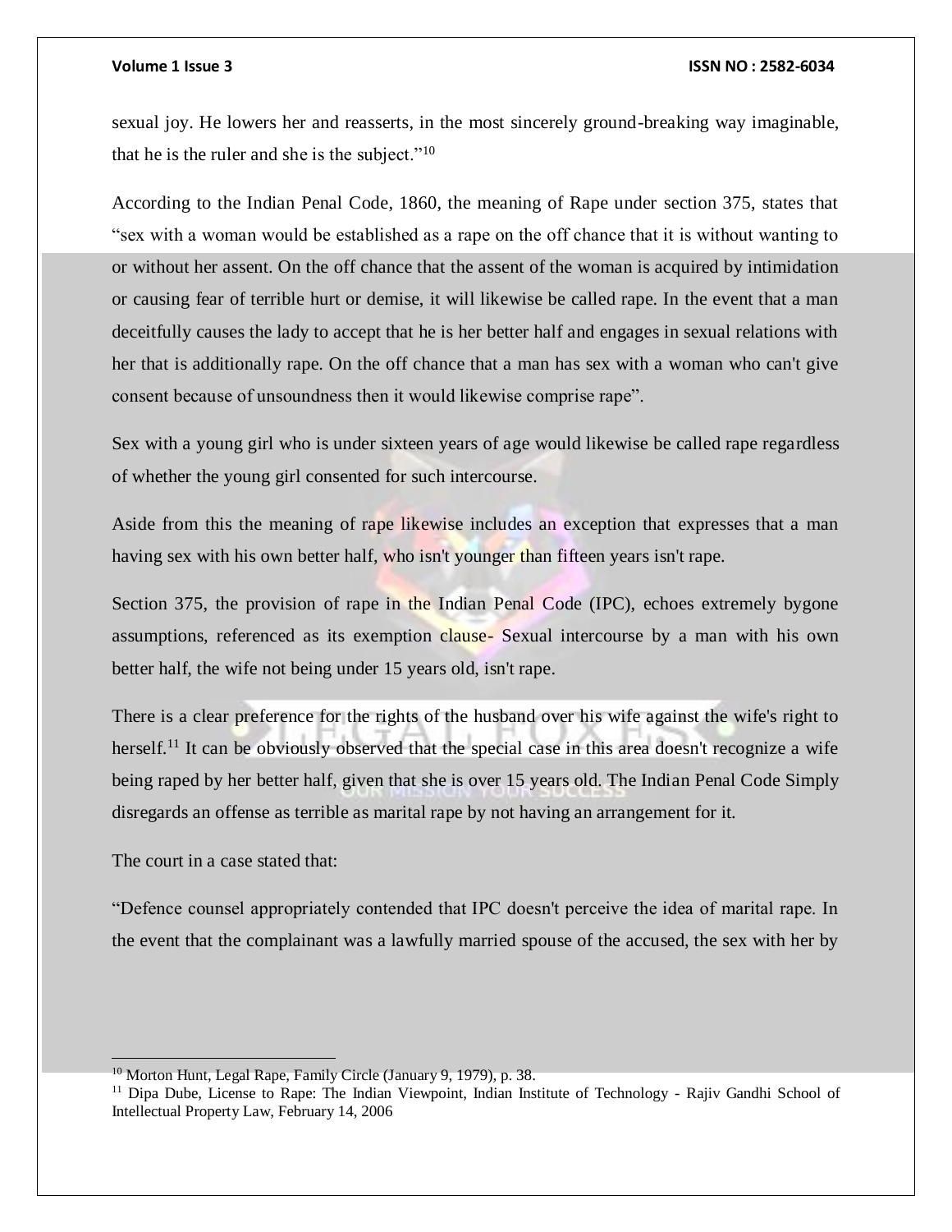sexual joy. He lowers her and reasserts, in the most sincerely ground-breaking way imaginable, that he is the ruler and she is the subject."[10]

According to the Indian Penal Code, 1860, the meaning of Rape under section 375, states that "sex with a woman would be established as a rape on the off chance that it is without wanting to or without her assent. On the off chance that the assent of the woman is acquired by intimidation or causing fear of terrible hurt or demise, it will likewise be called rape. In the event that a man deceitfully causes the lady to accept that he is her better half and engages in sexual relations with her that is additionally rape. On the off chance that a man has sex with a woman who can't give consent because of unsoundness then it would likewise comprise rape".

Sex with a young girl who is under sixteen years of age would likewise be called rape regardless of whether the young girl consented for such intercourse.

Aside from this the meaning of rape likewise includes an exception that expresses that a man having sex with his own better half, who isn't younger than fifteen years isn't rape.

Section 375, the provision of rape in the Indian Penal Code (IPC), echoes extremely bygone assumptions, referenced as its exemption clause- Sexual intercourse by a man with his own better half, the wife not being under 15 years old, isn't rape.

There is a clear preference for the rights of the husband over his wife against the wife's right to herself.[11] It can be obviously observed that the special case in this area doesn't recognize a wife being raped by her better half, given that she is over 15 years old. The Indian Penal Code Simply disregards an offense as terrible as marital rape by not having an arrangement for it.

The court in a case stated that:

"Defence counsel appropriately contended that IPC doesn't perceive the idea of marital rape. In the event that the complainant was a lawfully married spouse of the accused, the sex with her by

---

[10] Morton Hunt, Legal Rape, Family Circle (January 9, 1979), p. 38.

[11] Dipa Dube, License to Rape: The Indian Viewpoint, Indian Institute of Technology - Rajiv Gandhi School of Intellectual Property Law, February 14, 2006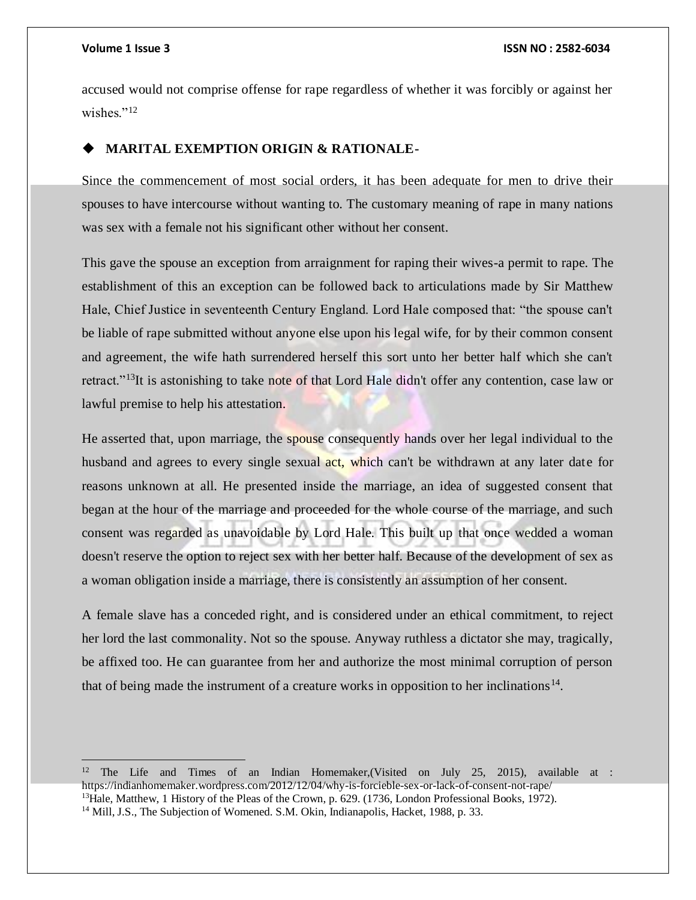accused would not comprise offense for rape regardless of whether it was forcibly or against her wishes."[12]

### ◆ MARITAL EXEMPTION ORIGIN & RATIONALE-

Since the commencement of most social orders, it has been adequate for men to drive their spouses to have intercourse without wanting to. The customary meaning of rape in many nations was sex with a female not his significant other without her consent.

This gave the spouse an exception from arraignment for raping their wives-a permit to rape. The establishment of this an exception can be followed back to articulations made by Sir Matthew Hale, Chief Justice in seventeenth Century England. Lord Hale composed that: "the spouse can't be liable of rape submitted without anyone else upon his legal wife, for by their common consent and agreement, the wife hath surrendered herself this sort unto her better half which she can't retract."[13]It is astonishing to take note of that Lord Hale didn't offer any contention, case law or lawful premise to help his attestation.

He asserted that, upon marriage, the spouse consequently hands over her legal individual to the husband and agrees to every single sexual act, which can't be withdrawn at any later date for reasons unknown at all. He presented inside the marriage, an idea of suggested consent that began at the hour of the marriage and proceeded for the whole course of the marriage, and such consent was regarded as unavoidable by Lord Hale. This built up that once wedded a woman doesn't reserve the option to reject sex with her better half. Because of the development of sex as a woman obligation inside a marriage, there is consistently an assumption of her consent.

A female slave has a conceded right, and is considered under an ethical commitment, to reject her lord the last commonality. Not so the spouse. Anyway ruthless a dictator she may, tragically, be affixed too. He can guarantee from her and authorize the most minimal corruption of person that of being made the instrument of a creature works in opposition to her inclinations[14].

---

[12] The Life and Times of an Indian Homemaker,(Visited on July 25, 2015), available at : https://indianhomemaker.wordpress.com/2012/12/04/why-is-forcieble-sex-or-lack-of-consent-not-rape/

[13] Hale, Matthew, 1 History of the Pleas of the Crown, p. 629. (1736, London Professional Books, 1972).

[14] Mill, J.S., The Subjection of Womened. S.M. Okin, Indianapolis, Hacket, 1988, p. 33.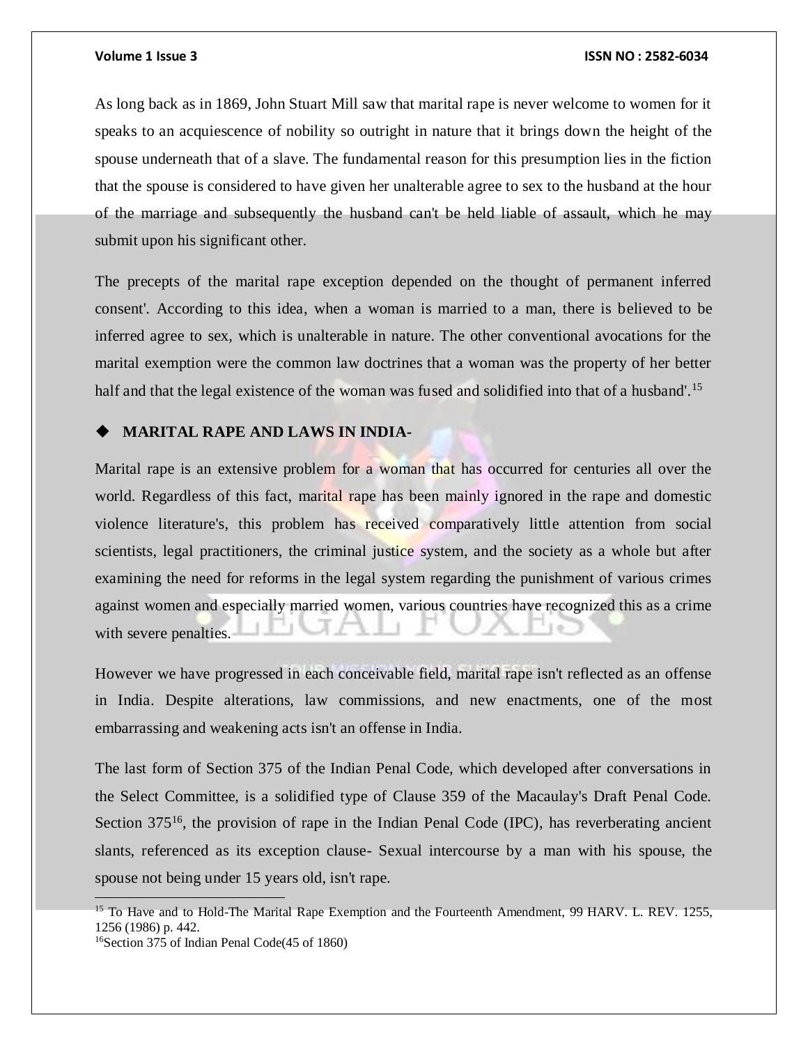As long back as in 1869, John Stuart Mill saw that marital rape is never welcome to women for it speaks to an acquiescence of nobility so outright in nature that it brings down the height of the spouse underneath that of a slave. The fundamental reason for this presumption lies in the fiction that the spouse is considered to have given her unalterable agree to sex to the husband at the hour of the marriage and subsequently the husband can't be held liable of assault, which he may submit upon his significant other.

The precepts of the marital rape exception depended on the thought of permanent inferred consent'. According to this idea, when a woman is married to a man, there is believed to be inferred agree to sex, which is unalterable in nature. The other conventional avocations for the marital exemption were the common law doctrines that a woman was the property of her better half and that the legal existence of the woman was fused and solidified into that of a husband'.[15]

## ◆ MARITAL RAPE AND LAWS IN INDIA-

Marital rape is an extensive problem for a woman that has occurred for centuries all over the world. Regardless of this fact, marital rape has been mainly ignored in the rape and domestic violence literature's, this problem has received comparatively little attention from social scientists, legal practitioners, the criminal justice system, and the society as a whole but after examining the need for reforms in the legal system regarding the punishment of various crimes against women and especially married women, various countries have recognized this as a crime with severe penalties.

However we have progressed in each conceivable field, marital rape isn't reflected as an offense in India. Despite alterations, law commissions, and new enactments, one of the most embarrassing and weakening acts isn't an offense in India.

The last form of Section 375 of the Indian Penal Code, which developed after conversations in the Select Committee, is a solidified type of Clause 359 of the Macaulay's Draft Penal Code. Section 375[16], the provision of rape in the Indian Penal Code (IPC), has reverberating ancient slants, referenced as its exception clause- Sexual intercourse by a man with his spouse, the spouse not being under 15 years old, isn't rape.

---

[15] To Have and to Hold-The Marital Rape Exemption and the Fourteenth Amendment, 99 HARV. L. REV. 1255, 1256 (1986) p. 442.

[16] Section 375 of Indian Penal Code(45 of 1860)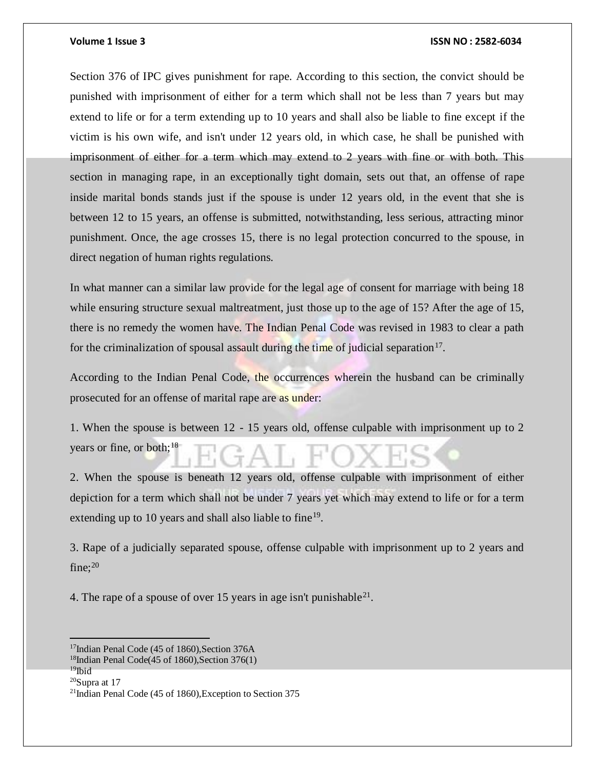Section 376 of IPC gives punishment for rape. According to this section, the convict should be punished with imprisonment of either for a term which shall not be less than 7 years but may extend to life or for a term extending up to 10 years and shall also be liable to fine except if the victim is his own wife, and isn't under 12 years old, in which case, he shall be punished with imprisonment of either for a term which may extend to 2 years with fine or with both. This section in managing rape, in an exceptionally tight domain, sets out that, an offense of rape inside marital bonds stands just if the spouse is under 12 years old, in the event that she is between 12 to 15 years, an offense is submitted, notwithstanding, less serious, attracting minor punishment. Once, the age crosses 15, there is no legal protection concurred to the spouse, in direct negation of human rights regulations.

In what manner can a similar law provide for the legal age of consent for marriage with being 18 while ensuring structure sexual maltreatment, just those up to the age of 15? After the age of 15, there is no remedy the women have. The Indian Penal Code was revised in 1983 to clear a path for the criminalization of spousal assault during the time of judicial separation[17].

According to the Indian Penal Code, the occurrences wherein the husband can be criminally prosecuted for an offense of marital rape are as under:

1. When the spouse is between 12 - 15 years old, offense culpable with imprisonment up to 2 years or fine, or both;[18]

2. When the spouse is beneath 12 years old, offense culpable with imprisonment of either depiction for a term which shall not be under 7 years yet which may extend to life or for a term extending up to 10 years and shall also liable to fine[19].

3. Rape of a judicially separated spouse, offense culpable with imprisonment up to 2 years and fine;[20]

4. The rape of a spouse of over 15 years in age isn't punishable[21].

---

[17]Indian Penal Code (45 of 1860),Section 376A

[18]Indian Penal Code(45 of 1860),Section 376(1)

[19]Ibid

[20]Supra at 17

[21]Indian Penal Code (45 of 1860),Exception to Section 375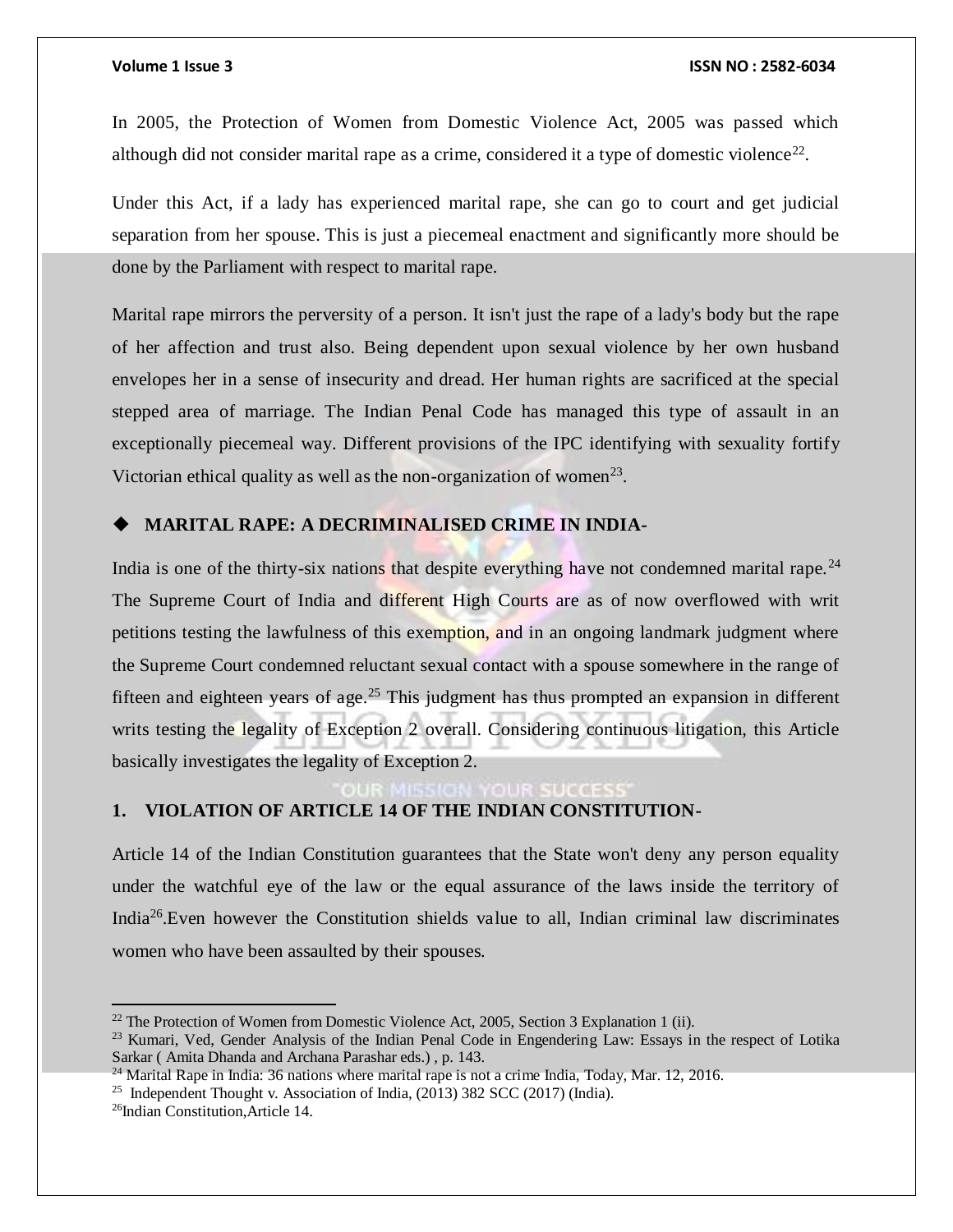In 2005, the Protection of Women from Domestic Violence Act, 2005 was passed which although did not consider marital rape as a crime, considered it a type of domestic violence[22].

Under this Act, if a lady has experienced marital rape, she can go to court and get judicial separation from her spouse. This is just a piecemeal enactment and significantly more should be done by the Parliament with respect to marital rape.

Marital rape mirrors the perversity of a person. It isn't just the rape of a lady's body but the rape of her affection and trust also. Being dependent upon sexual violence by her own husband envelopes her in a sense of insecurity and dread. Her human rights are sacrificed at the special stepped area of marriage. The Indian Penal Code has managed this type of assault in an exceptionally piecemeal way. Different provisions of the IPC identifying with sexuality fortify Victorian ethical quality as well as the non-organization of women[23].

- **MARITAL RAPE: A DECRIMINALISED CRIME IN INDIA-**

India is one of the thirty-six nations that despite everything have not condemned marital rape.[24] The Supreme Court of India and different High Courts are as of now overflowed with writ petitions testing the lawfulness of this exemption, and in an ongoing landmark judgment where the Supreme Court condemned reluctant sexual contact with a spouse somewhere in the range of fifteen and eighteen years of age.[25] This judgment has thus prompted an expansion in different writs testing the legality of Exception 2 overall. Considering continuous litigation, this Article basically investigates the legality of Exception 2.

**1. VIOLATION OF ARTICLE 14 OF THE INDIAN CONSTITUTION-**

Article 14 of the Indian Constitution guarantees that the State won't deny any person equality under the watchful eye of the law or the equal assurance of the laws inside the territory of India[26].Even however the Constitution shields value to all, Indian criminal law discriminates women who have been assaulted by their spouses.

---

[22] The Protection of Women from Domestic Violence Act, 2005, Section 3 Explanation 1 (ii).

[23] Kumari, Ved, Gender Analysis of the Indian Penal Code in Engendering Law: Essays in the respect of Lotika Sarkar ( Amita Dhanda and Archana Parashar eds.) , p. 143.

[24] Marital Rape in India: 36 nations where marital rape is not a crime India, Today, Mar. 12, 2016.

[25] Independent Thought v. Association of India, (2013) 382 SCC (2017) (India).

[26] Indian Constitution,Article 14.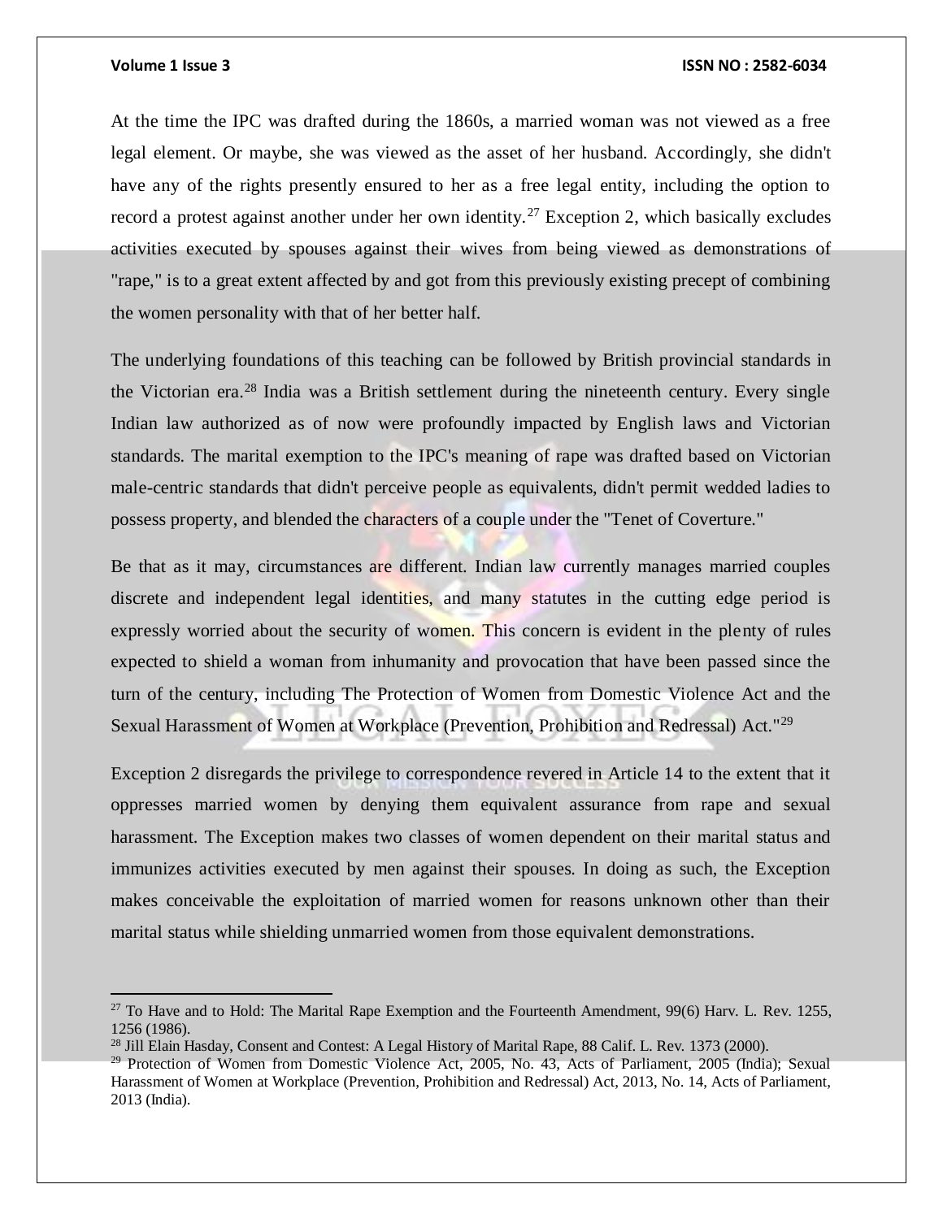At the time the IPC was drafted during the 1860s, a married woman was not viewed as a free legal element. Or maybe, she was viewed as the asset of her husband. Accordingly, she didn't have any of the rights presently ensured to her as a free legal entity, including the option to record a protest against another under her own identity.[27] Exception 2, which basically excludes activities executed by spouses against their wives from being viewed as demonstrations of "rape," is to a great extent affected by and got from this previously existing precept of combining the women personality with that of her better half.

The underlying foundations of this teaching can be followed by British provincial standards in the Victorian era.[28] India was a British settlement during the nineteenth century. Every single Indian law authorized as of now were profoundly impacted by English laws and Victorian standards. The marital exemption to the IPC's meaning of rape was drafted based on Victorian male-centric standards that didn't perceive people as equivalents, didn't permit wedded ladies to possess property, and blended the characters of a couple under the "Tenet of Coverture."

Be that as it may, circumstances are different. Indian law currently manages married couples discrete and independent legal identities, and many statutes in the cutting edge period is expressly worried about the security of women. This concern is evident in the plenty of rules expected to shield a woman from inhumanity and provocation that have been passed since the turn of the century, including The Protection of Women from Domestic Violence Act and the Sexual Harassment of Women at Workplace (Prevention, Prohibition and Redressal) Act."[29]

Exception 2 disregards the privilege to correspondence revered in Article 14 to the extent that it oppresses married women by denying them equivalent assurance from rape and sexual harassment. The Exception makes two classes of women dependent on their marital status and immunizes activities executed by men against their spouses. In doing as such, the Exception makes conceivable the exploitation of married women for reasons unknown other than their marital status while shielding unmarried women from those equivalent demonstrations.

---

[27] To Have and to Hold: The Marital Rape Exemption and the Fourteenth Amendment, 99(6) Harv. L. Rev. 1255, 1256 (1986).

[28] Jill Elain Hasday, Consent and Contest: A Legal History of Marital Rape, 88 Calif. L. Rev. 1373 (2000).

[29] Protection of Women from Domestic Violence Act, 2005, No. 43, Acts of Parliament, 2005 (India); Sexual Harassment of Women at Workplace (Prevention, Prohibition and Redressal) Act, 2013, No. 14, Acts of Parliament, 2013 (India).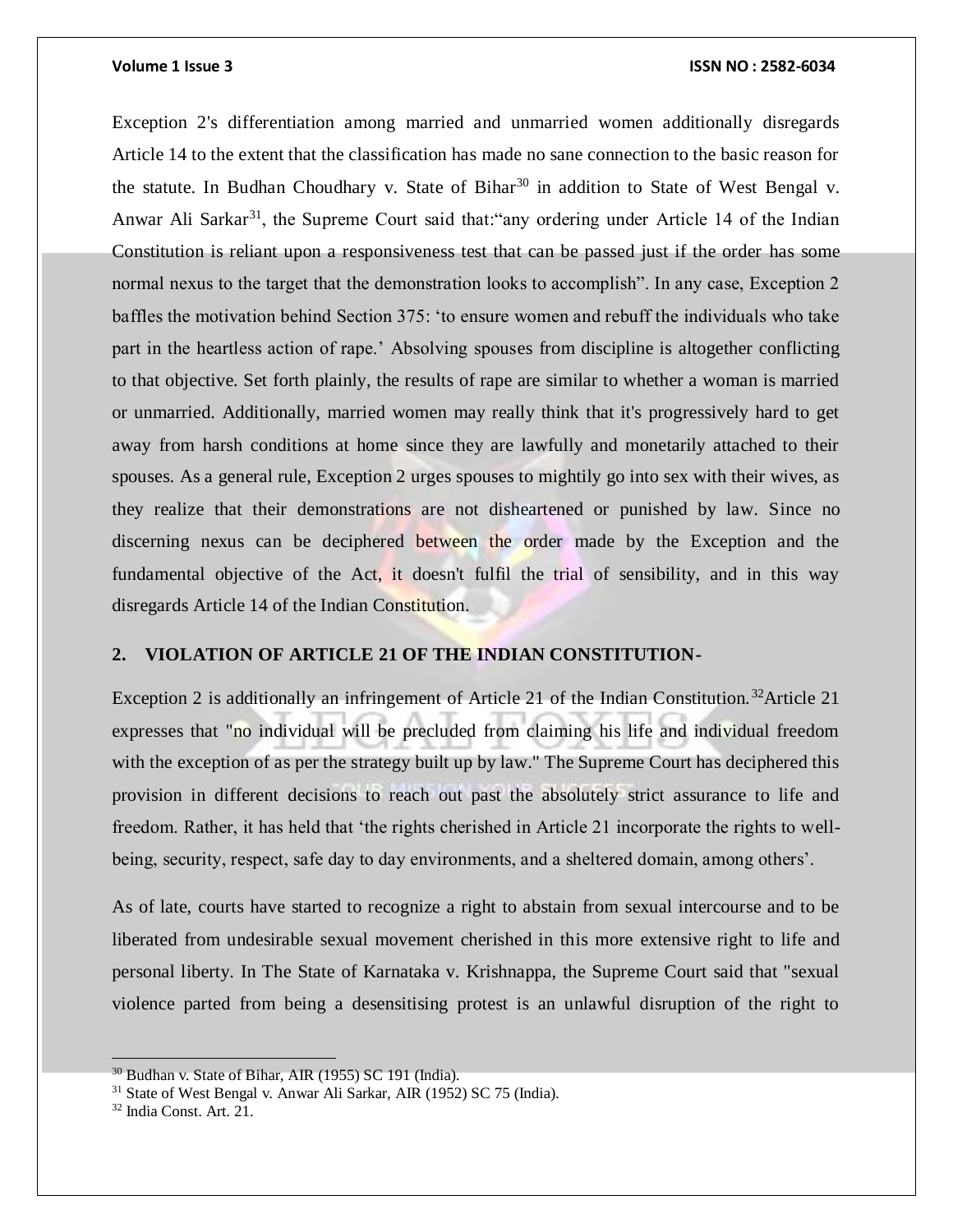Exception 2's differentiation among married and unmarried women additionally disregards Article 14 to the extent that the classification has made no sane connection to the basic reason for the statute. In Budhan Choudhary v. State of Bihar[30] in addition to State of West Bengal v. Anwar Ali Sarkar[31], the Supreme Court said that:"any ordering under Article 14 of the Indian Constitution is reliant upon a responsiveness test that can be passed just if the order has some normal nexus to the target that the demonstration looks to accomplish". In any case, Exception 2 baffles the motivation behind Section 375: 'to ensure women and rebuff the individuals who take part in the heartless action of rape.' Absolving spouses from discipline is altogether conflicting to that objective. Set forth plainly, the results of rape are similar to whether a woman is married or unmarried. Additionally, married women may really think that it's progressively hard to get away from harsh conditions at home since they are lawfully and monetarily attached to their spouses. As a general rule, Exception 2 urges spouses to mightily go into sex with their wives, as they realize that their demonstrations are not disheartened or punished by law. Since no discerning nexus can be deciphered between the order made by the Exception and the fundamental objective of the Act, it doesn't fulfil the trial of sensibility, and in this way disregards Article 14 of the Indian Constitution.

## 2. VIOLATION OF ARTICLE 21 OF THE INDIAN CONSTITUTION-

Exception 2 is additionally an infringement of Article 21 of the Indian Constitution.[32]Article 21 expresses that "no individual will be precluded from claiming his life and individual freedom with the exception of as per the strategy built up by law." The Supreme Court has deciphered this provision in different decisions to reach out past the absolutely strict assurance to life and freedom. Rather, it has held that 'the rights cherished in Article 21 incorporate the rights to well-being, security, respect, safe day to day environments, and a sheltered domain, among others'.

As of late, courts have started to recognize a right to abstain from sexual intercourse and to be liberated from undesirable sexual movement cherished in this more extensive right to life and personal liberty. In The State of Karnataka v. Krishnappa, the Supreme Court said that "sexual violence parted from being a desensitising protest is an unlawful disruption of the right to

---

[30] Budhan v. State of Bihar, AIR (1955) SC 191 (India).

[31] State of West Bengal v. Anwar Ali Sarkar, AIR (1952) SC 75 (India).

[32] India Const. Art. 21.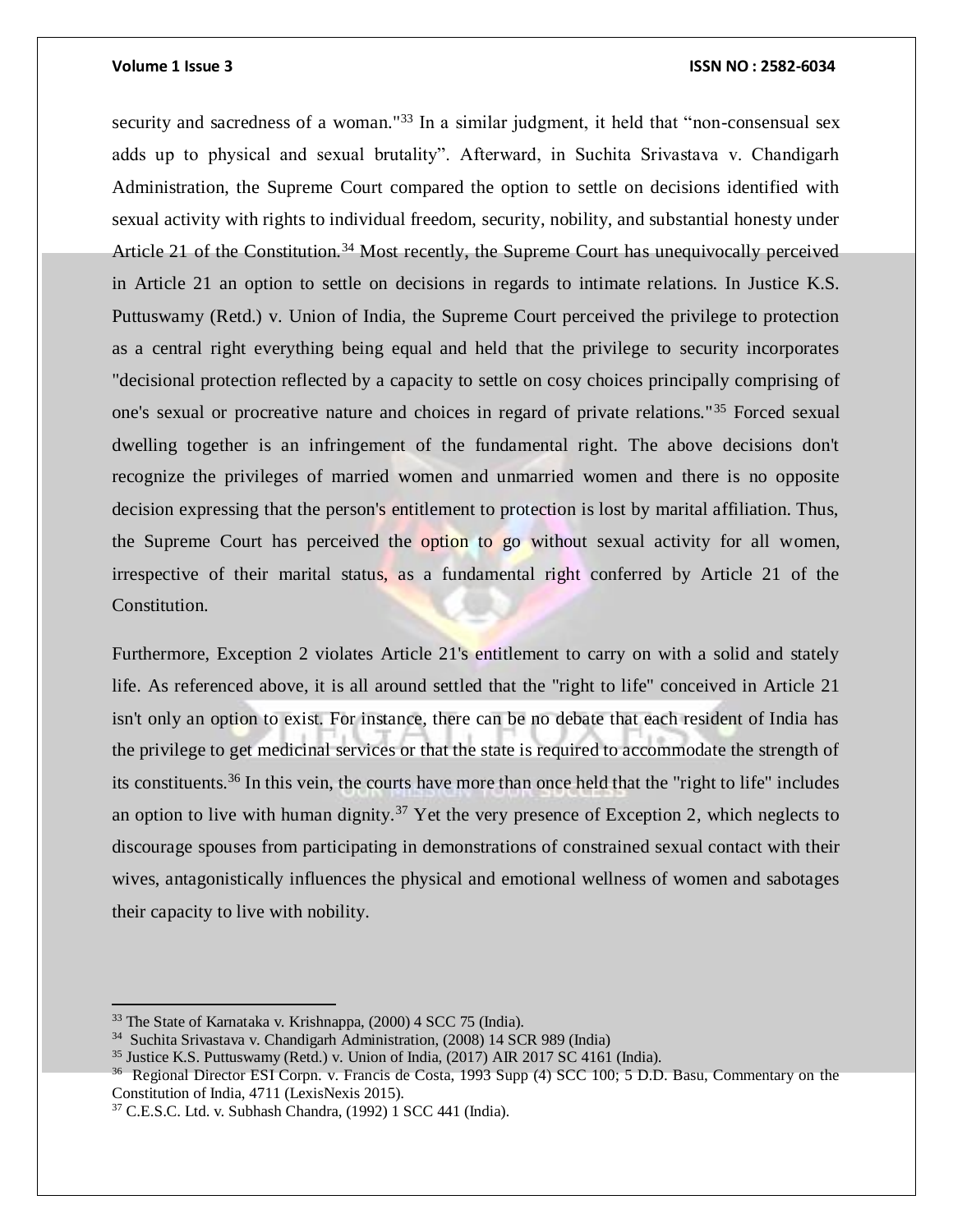security and sacredness of a woman."[33] In a similar judgment, it held that "non-consensual sex adds up to physical and sexual brutality". Afterward, in Suchita Srivastava v. Chandigarh Administration, the Supreme Court compared the option to settle on decisions identified with sexual activity with rights to individual freedom, security, nobility, and substantial honesty under Article 21 of the Constitution.[34] Most recently, the Supreme Court has unequivocally perceived in Article 21 an option to settle on decisions in regards to intimate relations. In Justice K.S. Puttuswamy (Retd.) v. Union of India, the Supreme Court perceived the privilege to protection as a central right everything being equal and held that the privilege to security incorporates "decisional protection reflected by a capacity to settle on cosy choices principally comprising of one's sexual or procreative nature and choices in regard of private relations."[35] Forced sexual dwelling together is an infringement of the fundamental right. The above decisions don't recognize the privileges of married women and unmarried women and there is no opposite decision expressing that the person's entitlement to protection is lost by marital affiliation. Thus, the Supreme Court has perceived the option to go without sexual activity for all women, irrespective of their marital status, as a fundamental right conferred by Article 21 of the Constitution.

Furthermore, Exception 2 violates Article 21's entitlement to carry on with a solid and stately life. As referenced above, it is all around settled that the "right to life" conceived in Article 21 isn't only an option to exist. For instance, there can be no debate that each resident of India has the privilege to get medicinal services or that the state is required to accommodate the strength of its constituents.[36] In this vein, the courts have more than once held that the "right to life" includes an option to live with human dignity.[37] Yet the very presence of Exception 2, which neglects to discourage spouses from participating in demonstrations of constrained sexual contact with their wives, antagonistically influences the physical and emotional wellness of women and sabotages their capacity to live with nobility.

---

[33] The State of Karnataka v. Krishnappa, (2000) 4 SCC 75 (India).

[34] Suchita Srivastava v. Chandigarh Administration, (2008) 14 SCR 989 (India)

[35] Justice K.S. Puttuswamy (Retd.) v. Union of India, (2017) AIR 2017 SC 4161 (India).

[36] Regional Director ESI Corpn. v. Francis de Costa, 1993 Supp (4) SCC 100; 5 D.D. Basu, Commentary on the Constitution of India, 4711 (LexisNexis 2015).

[37] C.E.S.C. Ltd. v. Subhash Chandra, (1992) 1 SCC 441 (India).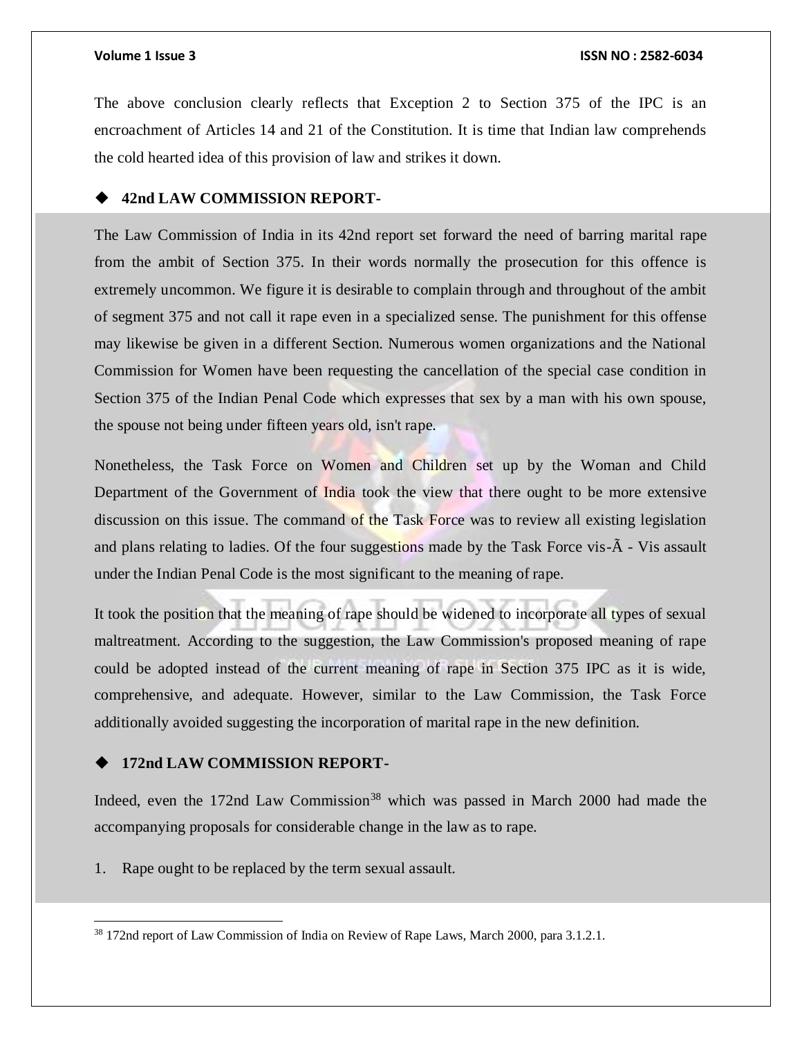The above conclusion clearly reflects that Exception 2 to Section 375 of the IPC is an encroachment of Articles 14 and 21 of the Constitution. It is time that Indian law comprehends the cold hearted idea of this provision of law and strikes it down.

- **42nd LAW COMMISSION REPORT-**

The Law Commission of India in its 42nd report set forward the need of barring marital rape from the ambit of Section 375. In their words normally the prosecution for this offence is extremely uncommon. We figure it is desirable to complain through and throughout of the ambit of segment 375 and not call it rape even in a specialized sense. The punishment for this offense may likewise be given in a different Section. Numerous women organizations and the National Commission for Women have been requesting the cancellation of the special case condition in Section 375 of the Indian Penal Code which expresses that sex by a man with his own spouse, the spouse not being under fifteen years old, isn't rape.

Nonetheless, the Task Force on Women and Children set up by the Woman and Child Department of the Government of India took the view that there ought to be more extensive discussion on this issue. The command of the Task Force was to review all existing legislation and plans relating to ladies. Of the four suggestions made by the Task Force vis-Ã - Vis assault under the Indian Penal Code is the most significant to the meaning of rape.

It took the position that the meaning of rape should be widened to incorporate all types of sexual maltreatment. According to the suggestion, the Law Commission's proposed meaning of rape could be adopted instead of the current meaning of rape in Section 375 IPC as it is wide, comprehensive, and adequate. However, similar to the Law Commission, the Task Force additionally avoided suggesting the incorporation of marital rape in the new definition.

- **172nd LAW COMMISSION REPORT-**

Indeed, even the 172nd Law Commission[38] which was passed in March 2000 had made the accompanying proposals for considerable change in the law as to rape.

1. Rape ought to be replaced by the term sexual assault.

[38] 172nd report of Law Commission of India on Review of Rape Laws, March 2000, para 3.1.2.1.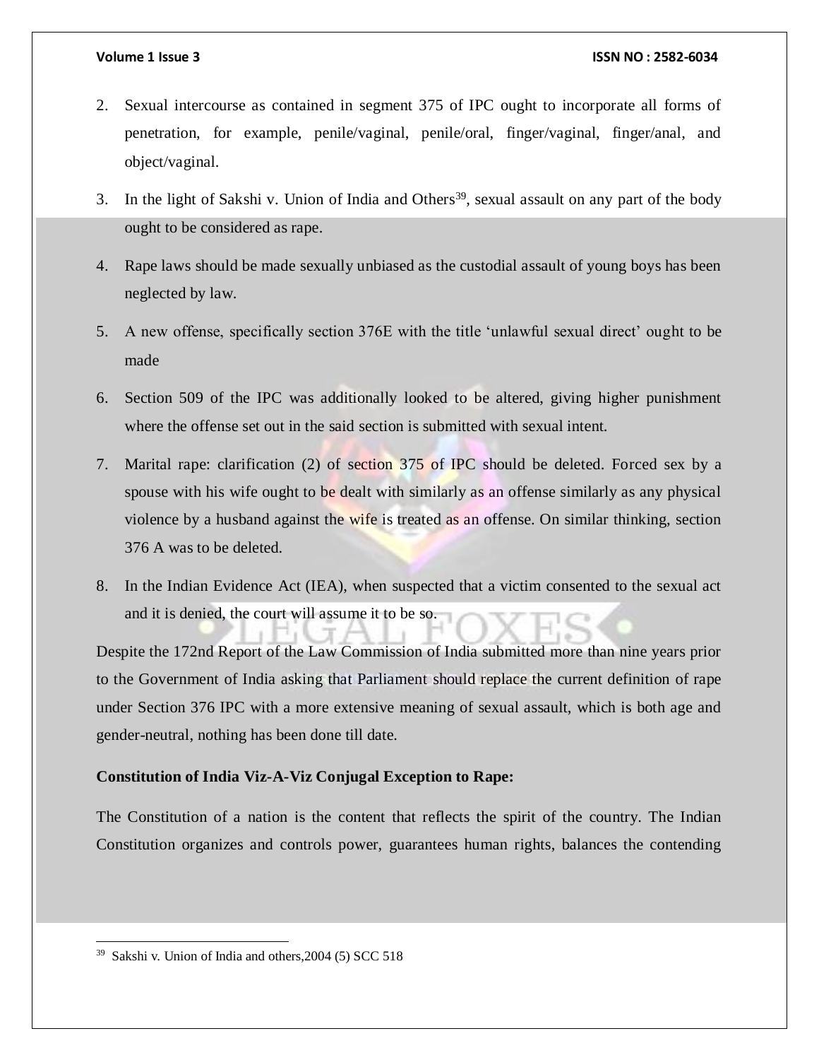2. Sexual intercourse as contained in segment 375 of IPC ought to incorporate all forms of penetration, for example, penile/vaginal, penile/oral, finger/vaginal, finger/anal, and object/vaginal.
3. In the light of Sakshi v. Union of India and Others[39], sexual assault on any part of the body ought to be considered as rape.
4. Rape laws should be made sexually unbiased as the custodial assault of young boys has been neglected by law.
5. A new offense, specifically section 376E with the title 'unlawful sexual direct' ought to be made
6. Section 509 of the IPC was additionally looked to be altered, giving higher punishment where the offense set out in the said section is submitted with sexual intent.
7. Marital rape: clarification (2) of section 375 of IPC should be deleted. Forced sex by a spouse with his wife ought to be dealt with similarly as an offense similarly as any physical violence by a husband against the wife is treated as an offense. On similar thinking, section 376 A was to be deleted.
8. In the Indian Evidence Act (IEA), when suspected that a victim consented to the sexual act and it is denied, the court will assume it to be so.

Despite the 172nd Report of the Law Commission of India submitted more than nine years prior to the Government of India asking that Parliament should replace the current definition of rape under Section 376 IPC with a more extensive meaning of sexual assault, which is both age and gender-neutral, nothing has been done till date.

**Constitution of India Viz-A-Viz Conjugal Exception to Rape:**

The Constitution of a nation is the content that reflects the spirit of the country. The Indian Constitution organizes and controls power, guarantees human rights, balances the contending

[39] Sakshi v. Union of India and others,2004 (5) SCC 518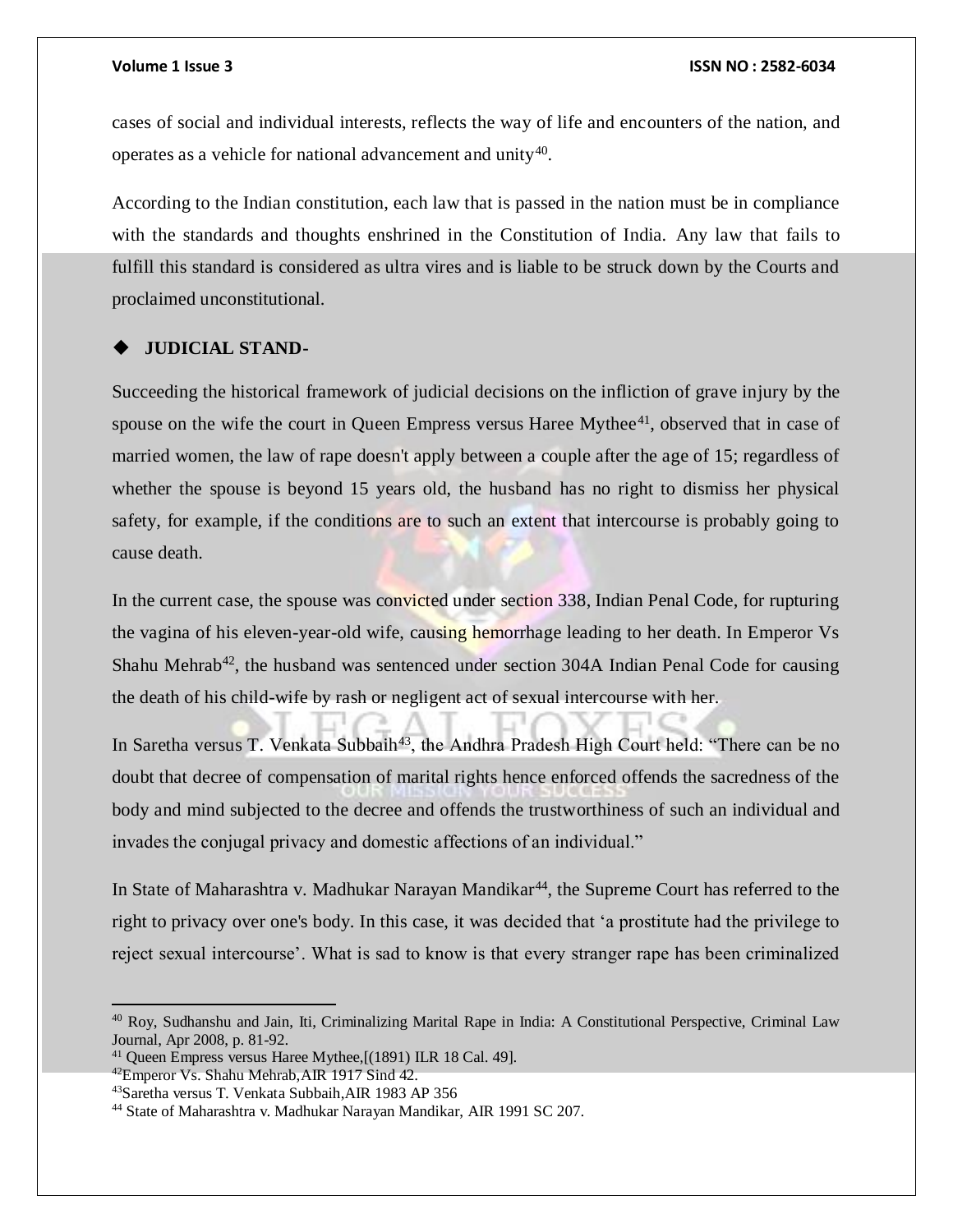cases of social and individual interests, reflects the way of life and encounters of the nation, and operates as a vehicle for national advancement and unity[40].

According to the Indian constitution, each law that is passed in the nation must be in compliance with the standards and thoughts enshrined in the Constitution of India. Any law that fails to fulfill this standard is considered as ultra vires and is liable to be struck down by the Courts and proclaimed unconstitutional.

### ◆ JUDICIAL STAND-

Succeeding the historical framework of judicial decisions on the infliction of grave injury by the spouse on the wife the court in Queen Empress versus Haree Mythee[41], observed that in case of married women, the law of rape doesn't apply between a couple after the age of 15; regardless of whether the spouse is beyond 15 years old, the husband has no right to dismiss her physical safety, for example, if the conditions are to such an extent that intercourse is probably going to cause death.

In the current case, the spouse was convicted under section 338, Indian Penal Code, for rupturing the vagina of his eleven-year-old wife, causing hemorrhage leading to her death. In Emperor Vs Shahu Mehrab[42], the husband was sentenced under section 304A Indian Penal Code for causing the death of his child-wife by rash or negligent act of sexual intercourse with her.

In Saretha versus T. Venkata Subbaih[43], the Andhra Pradesh High Court held: "There can be no doubt that decree of compensation of marital rights hence enforced offends the sacredness of the body and mind subjected to the decree and offends the trustworthiness of such an individual and invades the conjugal privacy and domestic affections of an individual."

In State of Maharashtra v. Madhukar Narayan Mandikar[44], the Supreme Court has referred to the right to privacy over one's body. In this case, it was decided that 'a prostitute had the privilege to reject sexual intercourse'. What is sad to know is that every stranger rape has been criminalized

---

[40] Roy, Sudhanshu and Jain, Iti, Criminalizing Marital Rape in India: A Constitutional Perspective, Criminal Law Journal, Apr 2008, p. 81-92.

[41] Queen Empress versus Haree Mythee,[(1891) ILR 18 Cal. 49].

[42] Emperor Vs. Shahu Mehrab,AIR 1917 Sind 42.

[43] Saretha versus T. Venkata Subbaih,AIR 1983 AP 356

[44] State of Maharashtra v. Madhukar Narayan Mandikar, AIR 1991 SC 207.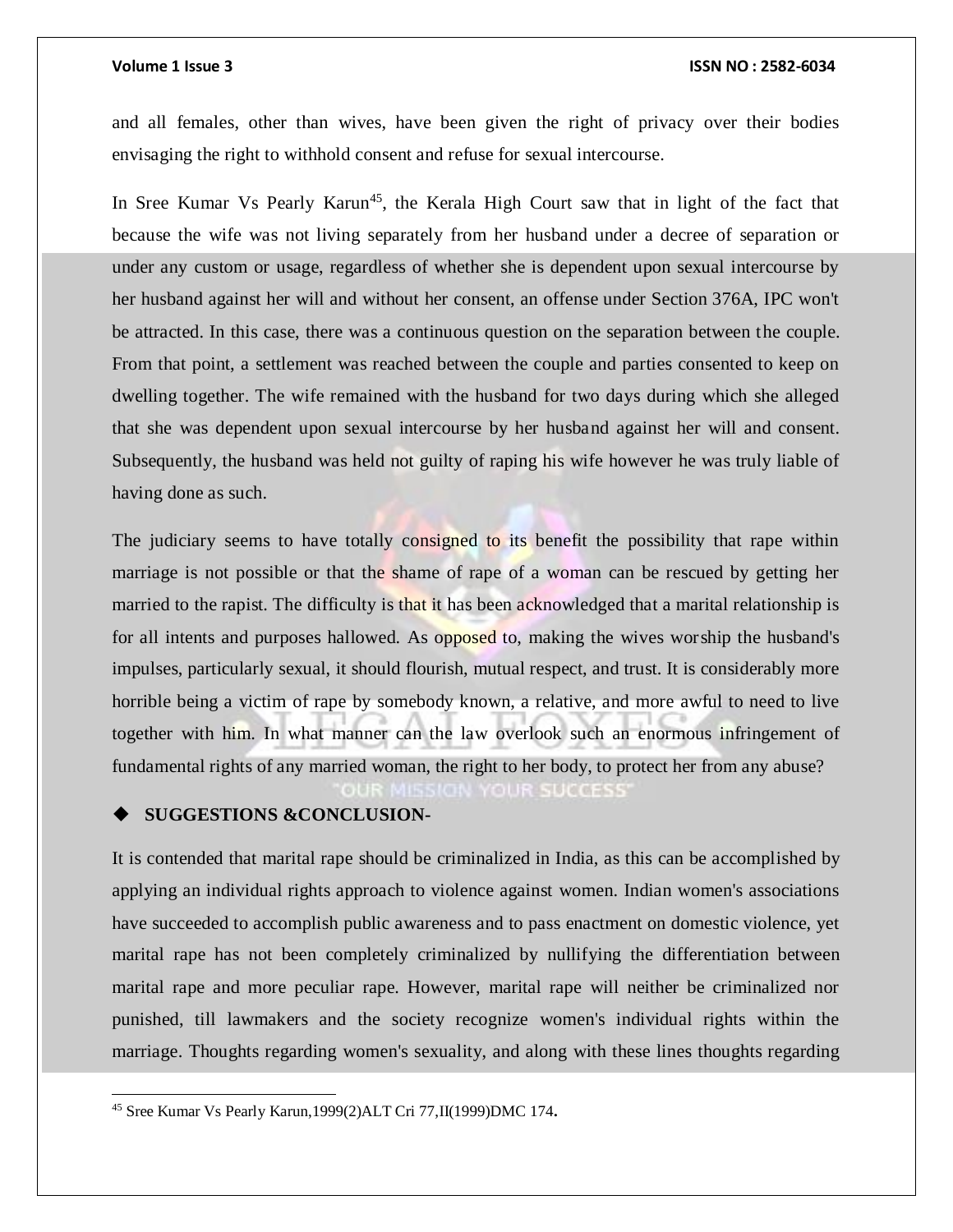and all females, other than wives, have been given the right of privacy over their bodies envisaging the right to withhold consent and refuse for sexual intercourse.

In Sree Kumar Vs Pearly Karun[45], the Kerala High Court saw that in light of the fact that because the wife was not living separately from her husband under a decree of separation or under any custom or usage, regardless of whether she is dependent upon sexual intercourse by her husband against her will and without her consent, an offense under Section 376A, IPC won't be attracted. In this case, there was a continuous question on the separation between the couple. From that point, a settlement was reached between the couple and parties consented to keep on dwelling together. The wife remained with the husband for two days during which she alleged that she was dependent upon sexual intercourse by her husband against her will and consent. Subsequently, the husband was held not guilty of raping his wife however he was truly liable of having done as such.

The judiciary seems to have totally consigned to its benefit the possibility that rape within marriage is not possible or that the shame of rape of a woman can be rescued by getting her married to the rapist. The difficulty is that it has been acknowledged that a marital relationship is for all intents and purposes hallowed. As opposed to, making the wives worship the husband's impulses, particularly sexual, it should flourish, mutual respect, and trust. It is considerably more horrible being a victim of rape by somebody known, a relative, and more awful to need to live together with him. In what manner can the law overlook such an enormous infringement of fundamental rights of any married woman, the right to her body, to protect her from any abuse?

## ◆ SUGGESTIONS &CONCLUSION-

It is contended that marital rape should be criminalized in India, as this can be accomplished by applying an individual rights approach to violence against women. Indian women's associations have succeeded to accomplish public awareness and to pass enactment on domestic violence, yet marital rape has not been completely criminalized by nullifying the differentiation between marital rape and more peculiar rape. However, marital rape will neither be criminalized nor punished, till lawmakers and the society recognize women's individual rights within the marriage. Thoughts regarding women's sexuality, and along with these lines thoughts regarding

---

[45] Sree Kumar Vs Pearly Karun,1999(2)ALT Cri 77,II(1999)DMC 174.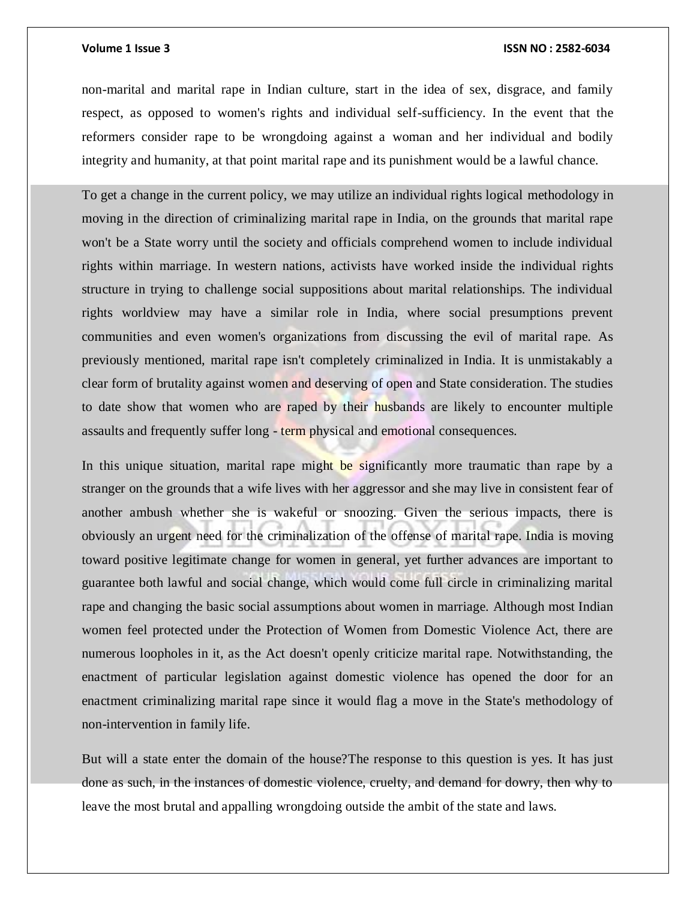non-marital and marital rape in Indian culture, start in the idea of sex, disgrace, and family respect, as opposed to women's rights and individual self-sufficiency. In the event that the reformers consider rape to be wrongdoing against a woman and her individual and bodily integrity and humanity, at that point marital rape and its punishment would be a lawful chance.

To get a change in the current policy, we may utilize an individual rights logical methodology in moving in the direction of criminalizing marital rape in India, on the grounds that marital rape won't be a State worry until the society and officials comprehend women to include individual rights within marriage. In western nations, activists have worked inside the individual rights structure in trying to challenge social suppositions about marital relationships. The individual rights worldview may have a similar role in India, where social presumptions prevent communities and even women's organizations from discussing the evil of marital rape. As previously mentioned, marital rape isn't completely criminalized in India. It is unmistakably a clear form of brutality against women and deserving of open and State consideration. The studies to date show that women who are raped by their husbands are likely to encounter multiple assaults and frequently suffer long - term physical and emotional consequences.

In this unique situation, marital rape might be significantly more traumatic than rape by a stranger on the grounds that a wife lives with her aggressor and she may live in consistent fear of another ambush whether she is wakeful or snoozing. Given the serious impacts, there is obviously an urgent need for the criminalization of the offense of marital rape. India is moving toward positive legitimate change for women in general, yet further advances are important to guarantee both lawful and social change, which would come full circle in criminalizing marital rape and changing the basic social assumptions about women in marriage. Although most Indian women feel protected under the Protection of Women from Domestic Violence Act, there are numerous loopholes in it, as the Act doesn't openly criticize marital rape. Notwithstanding, the enactment of particular legislation against domestic violence has opened the door for an enactment criminalizing marital rape since it would flag a move in the State's methodology of non-intervention in family life.

But will a state enter the domain of the house?The response to this question is yes. It has just done as such, in the instances of domestic violence, cruelty, and demand for dowry, then why to leave the most brutal and appalling wrongdoing outside the ambit of the state and laws.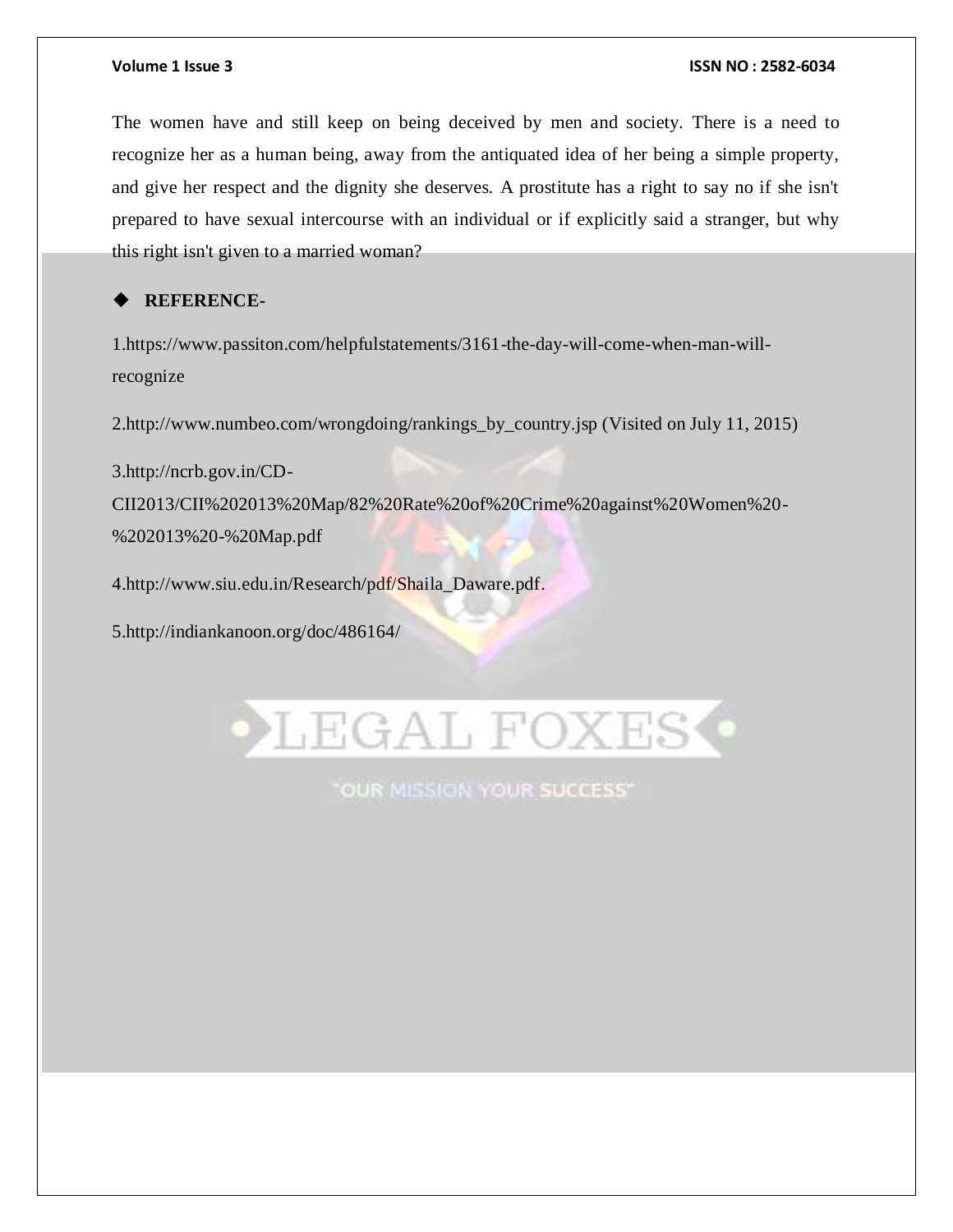The women have and still keep on being deceived by men and society. There is a need to recognize her as a human being, away from the antiquated idea of her being a simple property, and give her respect and the dignity she deserves. A prostitute has a right to say no if she isn't prepared to have sexual intercourse with an individual or if explicitly said a stranger, but why this right isn't given to a married woman?

## ◆ REFERENCE-

1.https://www.passiton.com/helpfulstatements/3161-the-day-will-come-when-man-will-recognize

2.http://www.numbeo.com/wrongdoing/rankings_by_country.jsp (Visited on July 11, 2015)

3.http://ncrb.gov.in/CD-CII2013/CII%202013%20Map/82%20Rate%20of%20Crime%20against%20Women%20-%202013%20-%20Map.pdf

4.http://www.siu.edu.in/Research/pdf/Shaila_Daware.pdf.

5.http://indiankanoon.org/doc/486164/